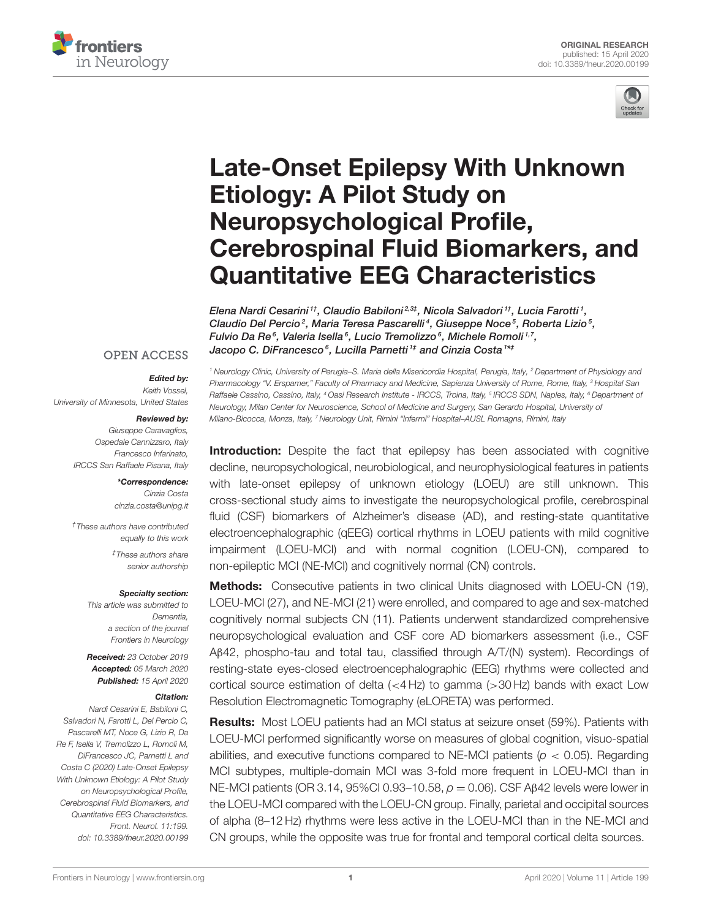ORIGINAL RESEARCH
published: 15 April 2020
doi: 10.3389/fneur.2020.00199

# Late-Onset Epilepsy With Unknown Etiology: A Pilot Study on Neuropsychological Profile, Cerebrospinal Fluid Biomarkers, and Quantitative EEG Characteristics

*Elena Nardi Cesarini[1†], Claudio Babiloni[2,3‡], Nicola Salvadori[1†], Lucia Farotti[1], Claudio Del Percio[2], Maria Teresa Pascarelli[4], Giuseppe Noce[5], Roberta Lizio[5], Fulvio Da Re[6], Valeria Isella[6], Lucio Tremolizzo[6], Michele Romoli[1,7], Jacopo C. DiFrancesco[6], Lucilla Parnetti[1‡] and Cinzia Costa[1*‡]*

[1] Neurology Clinic, University of Perugia–S. Maria della Misericordia Hospital, Perugia, Italy, [2] Department of Physiology and Pharmacology "V. Erspamer," Faculty of Pharmacy and Medicine, Sapienza University of Rome, Rome, Italy, [3] Hospital San Raffaele Cassino, Cassino, Italy, [4] Oasi Research Institute - IRCCS, Troina, Italy, [5] IRCCS SDN, Naples, Italy, [6] Department of Neurology, Milan Center for Neuroscience, School of Medicine and Surgery, San Gerardo Hospital, University of Milano-Bicocca, Monza, Italy, [7] Neurology Unit, Rimini "Infermi" Hospital–AUSL Romagna, Rimini, Italy

OPEN ACCESS

***Edited by:***
Keith Vossel,
University of Minnesota, United States

***Reviewed by:***
Giuseppe Caravaglios,
Ospedale Cannizzaro, Italy
Francesco Infarinato,
IRCCS San Raffaele Pisana, Italy

***\*Correspondence:***
Cinzia Costa
cinzia.costa@unipg.it

†These authors have contributed equally to this work

‡These authors share senior authorship

***Specialty section:***
This article was submitted to Dementia, a section of the journal Frontiers in Neurology

***Received:*** 23 October 2019
***Accepted:*** 05 March 2020
***Published:*** 15 April 2020

***Citation:***
Nardi Cesarini E, Babiloni C, Salvadori N, Farotti L, Del Percio C, Pascarelli MT, Noce G, Lizio R, Da Re F, Isella V, Tremolizzo L, Romoli M, DiFrancesco JC, Parnetti L and Costa C (2020) Late-Onset Epilepsy With Unknown Etiology: A Pilot Study on Neuropsychological Profile, Cerebrospinal Fluid Biomarkers, and Quantitative EEG Characteristics. Front. Neurol. 11:199. doi: 10.3389/fneur.2020.00199

**Introduction:** Despite the fact that epilepsy has been associated with cognitive decline, neuropsychological, neurobiological, and neurophysiological features in patients with late-onset epilepsy of unknown etiology (LOEU) are still unknown. This cross-sectional study aims to investigate the neuropsychological profile, cerebrospinal fluid (CSF) biomarkers of Alzheimer's disease (AD), and resting-state quantitative electroencephalographic (qEEG) cortical rhythms in LOEU patients with mild cognitive impairment (LOEU-MCI) and with normal cognition (LOEU-CN), compared to non-epileptic MCI (NE-MCI) and cognitively normal (CN) controls.

**Methods:** Consecutive patients in two clinical Units diagnosed with LOEU-CN (19), LOEU-MCI (27), and NE-MCI (21) were enrolled, and compared to age and sex-matched cognitively normal subjects CN (11). Patients underwent standardized comprehensive neuropsychological evaluation and CSF core AD biomarkers assessment (i.e., CSF Aβ42, phospho-tau and total tau, classified through A/T/(N) system). Recordings of resting-state eyes-closed electroencephalographic (EEG) rhythms were collected and cortical source estimation of delta (<4 Hz) to gamma (>30 Hz) bands with exact Low Resolution Electromagnetic Tomography (eLORETA) was performed.

**Results:** Most LOEU patients had an MCI status at seizure onset (59%). Patients with LOEU-MCI performed significantly worse on measures of global cognition, visuo-spatial abilities, and executive functions compared to NE-MCI patients ($p < 0.05$). Regarding MCI subtypes, multiple-domain MCI was 3-fold more frequent in LOEU-MCI than in NE-MCI patients (OR 3.14, 95%CI 0.93–10.58, $p = 0.06$). CSF Aβ42 levels were lower in the LOEU-MCI compared with the LOEU-CN group. Finally, parietal and occipital sources of alpha (8–12 Hz) rhythms were less active in the LOEU-MCI than in the NE-MCI and CN groups, while the opposite was true for frontal and temporal cortical delta sources.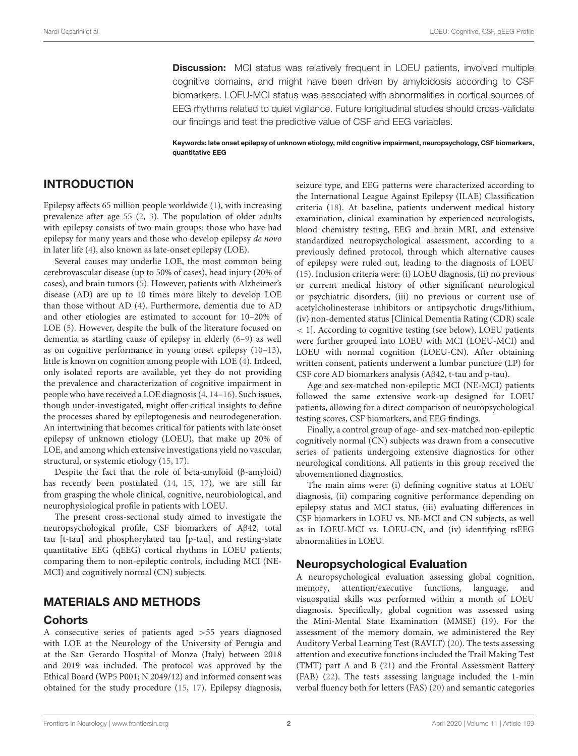**Discussion:** MCI status was relatively frequent in LOEU patients, involved multiple cognitive domains, and might have been driven by amyloidosis according to CSF biomarkers. LOEU-MCI status was associated with abnormalities in cortical sources of EEG rhythms related to quiet vigilance. Future longitudinal studies should cross-validate our findings and test the predictive value of CSF and EEG variables.

**Keywords: late onset epilepsy of unknown etiology, mild cognitive impairment, neuropsychology, CSF biomarkers, quantitative EEG**

## INTRODUCTION

Epilepsy affects 65 million people worldwide (1), with increasing prevalence after age 55 (2, 3). The population of older adults with epilepsy consists of two main groups: those who have had epilepsy for many years and those who develop epilepsy *de novo* in later life (4), also known as late-onset epilepsy (LOE).

Several causes may underlie LOE, the most common being cerebrovascular disease (up to 50% of cases), head injury (20% of cases), and brain tumors (5). However, patients with Alzheimer's disease (AD) are up to 10 times more likely to develop LOE than those without AD (4). Furthermore, dementia due to AD and other etiologies are estimated to account for 10–20% of LOE (5). However, despite the bulk of the literature focused on dementia as startling cause of epilepsy in elderly (6–9) as well as on cognitive performance in young onset epilepsy (10–13), little is known on cognition among people with LOE (4). Indeed, only isolated reports are available, yet they do not providing the prevalence and characterization of cognitive impairment in people who have received a LOE diagnosis (4, 14–16). Such issues, though under-investigated, might offer critical insights to define the processes shared by epileptogenesis and neurodegeneration. An intertwining that becomes critical for patients with late onset epilepsy of unknown etiology (LOEU), that make up 20% of LOE, and among which extensive investigations yield no vascular, structural, or systemic etiology (15, 17).

Despite the fact that the role of beta-amyloid (β-amyloid) has recently been postulated (14, 15, 17), we are still far from grasping the whole clinical, cognitive, neurobiological, and neurophysiological profile in patients with LOEU.

The present cross-sectional study aimed to investigate the neuropsychological profile, CSF biomarkers of Aβ42, total tau [t-tau] and phosphorylated tau [p-tau], and resting-state quantitative EEG (qEEG) cortical rhythms in LOEU patients, comparing them to non-epileptic controls, including MCI (NE-MCI) and cognitively normal (CN) subjects.

## MATERIALS AND METHODS

### Cohorts

A consecutive series of patients aged >55 years diagnosed with LOE at the Neurology of the University of Perugia and at the San Gerardo Hospital of Monza (Italy) between 2018 and 2019 was included. The protocol was approved by the Ethical Board (WP5 P001; N 2049/12) and informed consent was obtained for the study procedure (15, 17). Epilepsy diagnosis, seizure type, and EEG patterns were characterized according to the International League Against Epilepsy (ILAE) Classification criteria (18). At baseline, patients underwent medical history examination, clinical examination by experienced neurologists, blood chemistry testing, EEG and brain MRI, and extensive standardized neuropsychological assessment, according to a previously defined protocol, through which alternative causes of epilepsy were ruled out, leading to the diagnosis of LOEU (15). Inclusion criteria were: (i) LOEU diagnosis, (ii) no previous or current medical history of other significant neurological or psychiatric disorders, (iii) no previous or current use of acetylcholinesterase inhibitors or antipsychotic drugs/lithium, (iv) non-demented status [Clinical Dementia Rating (CDR) scale < 1]. According to cognitive testing (see below), LOEU patients were further grouped into LOEU with MCI (LOEU-MCI) and LOEU with normal cognition (LOEU-CN). After obtaining written consent, patients underwent a lumbar puncture (LP) for CSF core AD biomarkers analysis (Aβ42, t-tau and p-tau).

Age and sex-matched non-epileptic MCI (NE-MCI) patients followed the same extensive work-up designed for LOEU patients, allowing for a direct comparison of neuropsychological testing scores, CSF biomarkers, and EEG findings.

Finally, a control group of age- and sex-matched non-epileptic cognitively normal (CN) subjects was drawn from a consecutive series of patients undergoing extensive diagnostics for other neurological conditions. All patients in this group received the abovementioned diagnostics.

The main aims were: (i) defining cognitive status at LOEU diagnosis, (ii) comparing cognitive performance depending on epilepsy status and MCI status, (iii) evaluating differences in CSF biomarkers in LOEU vs. NE-MCI and CN subjects, as well as in LOEU-MCI vs. LOEU-CN, and (iv) identifying rsEEG abnormalities in LOEU.

### Neuropsychological Evaluation

A neuropsychological evaluation assessing global cognition, memory, attention/executive functions, language, and visuospatial skills was performed within a month of LOEU diagnosis. Specifically, global cognition was assessed using the Mini-Mental State Examination (MMSE) (19). For the assessment of the memory domain, we administered the Rey Auditory Verbal Learning Test (RAVLT) (20). The tests assessing attention and executive functions included the Trail Making Test (TMT) part A and B (21) and the Frontal Assessment Battery (FAB) (22). The tests assessing language included the 1-min verbal fluency both for letters (FAS) (20) and semantic categories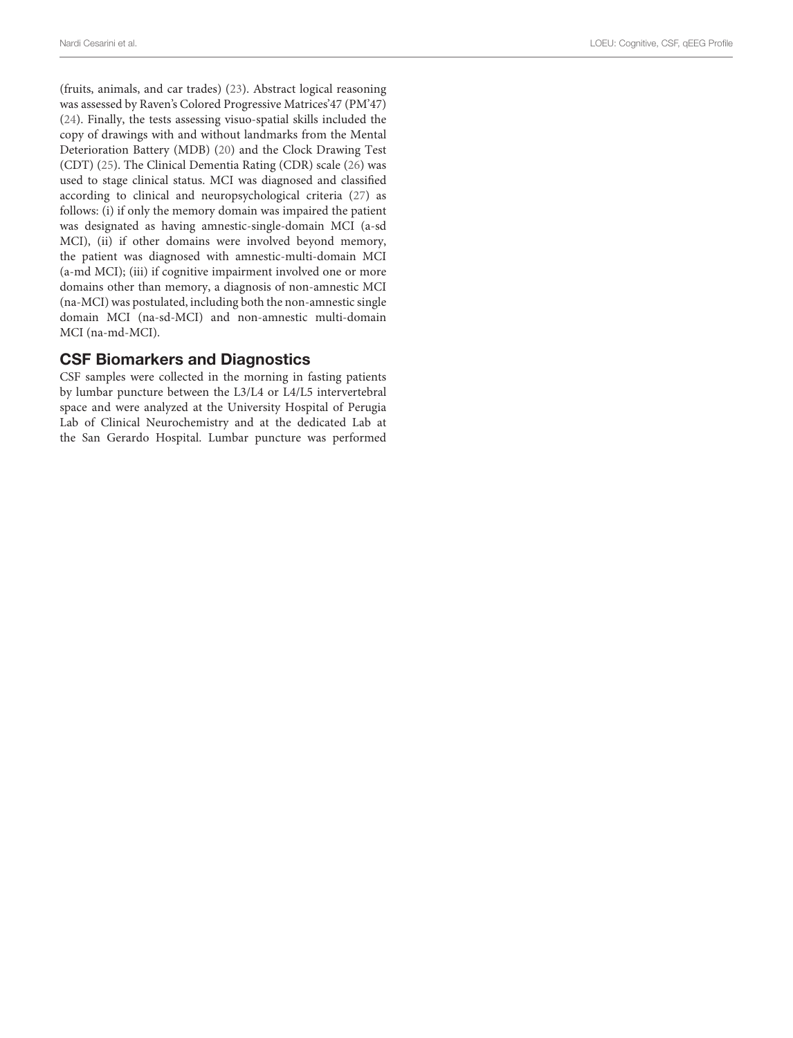(fruits, animals, and car trades) (23). Abstract logical reasoning was assessed by Raven's Colored Progressive Matrices'47 (PM'47) (24). Finally, the tests assessing visuo-spatial skills included the copy of drawings with and without landmarks from the Mental Deterioration Battery (MDB) (20) and the Clock Drawing Test (CDT) (25). The Clinical Dementia Rating (CDR) scale (26) was used to stage clinical status. MCI was diagnosed and classified according to clinical and neuropsychological criteria (27) as follows: (i) if only the memory domain was impaired the patient was designated as having amnestic-single-domain MCI (a-sd MCI), (ii) if other domains were involved beyond memory, the patient was diagnosed with amnestic-multi-domain MCI (a-md MCI); (iii) if cognitive impairment involved one or more domains other than memory, a diagnosis of non-amnestic MCI (na-MCI) was postulated, including both the non-amnestic single domain MCI (na-sd-MCI) and non-amnestic multi-domain MCI (na-md-MCI).

## CSF Biomarkers and Diagnostics

CSF samples were collected in the morning in fasting patients by lumbar puncture between the L3/L4 or L4/L5 intervertebral space and were analyzed at the University Hospital of Perugia Lab of Clinical Neurochemistry and at the dedicated Lab at the San Gerardo Hospital. Lumbar puncture was performed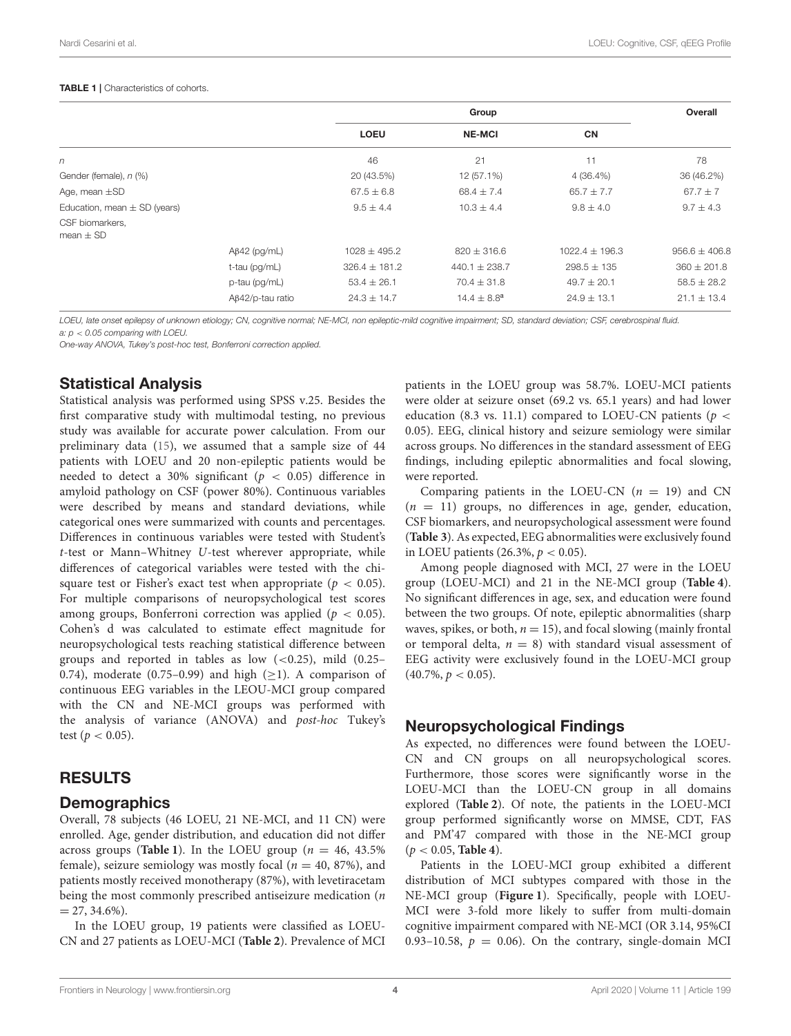**TABLE 1** | Characteristics of cohorts.

| | | Group | | | Overall |
|---|---|---|---|---|---|
| | | **LOEU** | **NE-MCI** | **CN** | |
| $n$ | | 46 | 21 | 11 | 78 |
| Gender (female), $n$ (%) | | 20 (43.5%) | 12 (57.1%) | 4 (36.4%) | 36 (46.2%) |
| Age, mean ±SD | | 67.5 ± 6.8 | 68.4 ± 7.4 | 65.7 ± 7.7 | 67.7 ± 7 |
| Education, mean ± SD (years) | | 9.5 ± 4.4 | 10.3 ± 4.4 | 9.8 ± 4.0 | 9.7 ± 4.3 |
| CSF biomarkers, mean ± SD | | | | | |
| | Aβ42 (pg/mL) | 1028 ± 495.2 | 820 ± 316.6 | 1022.4 ± 196.3 | 956.6 ± 406.8 |
| | t-tau (pg/mL) | 326.4 ± 181.2 | 440.1 ± 238.7 | 298.5 ± 135 | 360 ± 201.8 |
| | p-tau (pg/mL) | 53.4 ± 26.1 | 70.4 ± 31.8 | 49.7 ± 20.1 | 58.5 ± 28.2 |
| | Aβ42/p-tau ratio | 24.3 ± 14.7 | 14.4 ± 8.8[a] | 24.9 ± 13.1 | 21.1 ± 13.4 |

*LOEU, late onset epilepsy of unknown etiology; CN, cognitive normal; NE-MCI, non epileptic-mild cognitive impairment; SD, standard deviation; CSF, cerebrospinal fluid.*
*a: $p < 0.05$ comparing with LOEU.*
*One-way ANOVA, Tukey's post-hoc test, Bonferroni correction applied.*

## Statistical Analysis

Statistical analysis was performed using SPSS v.25. Besides the first comparative study with multimodal testing, no previous study was available for accurate power calculation. From our preliminary data (15), we assumed that a sample size of 44 patients with LOEU and 20 non-epileptic patients would be needed to detect a 30% significant ($p < 0.05$) difference in amyloid pathology on CSF (power 80%). Continuous variables were described by means and standard deviations, while categorical ones were summarized with counts and percentages. Differences in continuous variables were tested with Student's $t$-test or Mann–Whitney $U$-test wherever appropriate, while differences of categorical variables were tested with the chi-square test or Fisher's exact test when appropriate ($p < 0.05$). For multiple comparisons of neuropsychological test scores among groups, Bonferroni correction was applied ($p < 0.05$). Cohen's d was calculated to estimate effect magnitude for neuropsychological tests reaching statistical difference between groups and reported in tables as low (<0.25), mild (0.25–0.74), moderate (0.75–0.99) and high (≥1). A comparison of continuous EEG variables in the LEOU-MCI group compared with the CN and NE-MCI groups was performed with the analysis of variance (ANOVA) and *post-hoc* Tukey's test ($p < 0.05$).

# RESULTS

## Demographics

Overall, 78 subjects (46 LOEU, 21 NE-MCI, and 11 CN) were enrolled. Age, gender distribution, and education did not differ across groups (**Table 1**). In the LOEU group ($n = 46$, 43.5% female), seizure semiology was mostly focal ($n = 40$, 87%), and patients mostly received monotherapy (87%), with levetiracetam being the most commonly prescribed antiseizure medication ($n = 27$, 34.6%).

In the LOEU group, 19 patients were classified as LOEU-CN and 27 patients as LOEU-MCI (**Table 2**). Prevalence of MCI patients in the LOEU group was 58.7%. LOEU-MCI patients were older at seizure onset (69.2 vs. 65.1 years) and had lower education (8.3 vs. 11.1) compared to LOEU-CN patients ($p < 0.05$). EEG, clinical history and seizure semiology were similar across groups. No differences in the standard assessment of EEG findings, including epileptic abnormalities and focal slowing, were reported.

Comparing patients in the LOEU-CN ($n = 19$) and CN ($n = 11$) groups, no differences in age, gender, education, CSF biomarkers, and neuropsychological assessment were found (**Table 3**). As expected, EEG abnormalities were exclusively found in LOEU patients (26.3%, $p < 0.05$).

Among people diagnosed with MCI, 27 were in the LOEU group (LOEU-MCI) and 21 in the NE-MCI group (**Table 4**). No significant differences in age, sex, and education were found between the two groups. Of note, epileptic abnormalities (sharp waves, spikes, or both, $n = 15$), and focal slowing (mainly frontal or temporal delta, $n = 8$) with standard visual assessment of EEG activity were exclusively found in the LOEU-MCI group (40.7%, $p < 0.05$).

## Neuropsychological Findings

As expected, no differences were found between the LOEU-CN and CN groups on all neuropsychological scores. Furthermore, those scores were significantly worse in the LOEU-MCI than the LOEU-CN group in all domains explored (**Table 2**). Of note, the patients in the LOEU-MCI group performed significantly worse on MMSE, CDT, FAS and PM'47 compared with those in the NE-MCI group ($p < 0.05$, **Table 4**).

Patients in the LOEU-MCI group exhibited a different distribution of MCI subtypes compared with those in the NE-MCI group (**Figure 1**). Specifically, people with LOEU-MCI were 3-fold more likely to suffer from multi-domain cognitive impairment compared with NE-MCI (OR 3.14, 95%CI 0.93–10.58, $p = 0.06$). On the contrary, single-domain MCI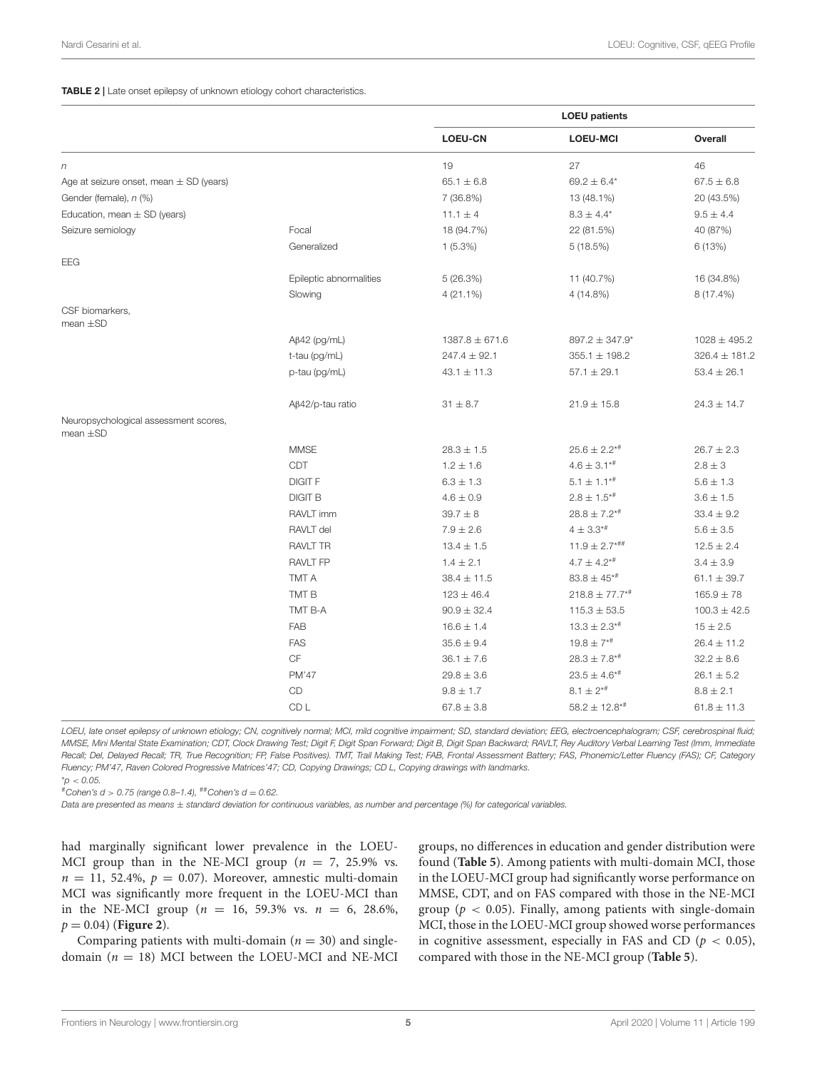**TABLE 2 |** Late onset epilepsy of unknown etiology cohort characteristics.

| | | LOEU patients | | |
|---|---|---|---|---|
| | | **LOEU-CN** | **LOEU-MCI** | **Overall** |
| *n* | | 19 | 27 | 46 |
| Age at seizure onset, mean ± SD (years) | | 65.1 ± 6.8 | 69.2 ± 6.4* | 67.5 ± 6.8 |
| Gender (female), *n* (%) | | 7 (36.8%) | 13 (48.1%) | 20 (43.5%) |
| Education, mean ± SD (years) | | 11.1 ± 4 | 8.3 ± 4.4* | 9.5 ± 4.4 |
| Seizure semiology | Focal | 18 (94.7%) | 22 (81.5%) | 40 (87%) |
| | Generalized | 1 (5.3%) | 5 (18.5%) | 6 (13%) |
| EEG | | | | |
| | Epileptic abnormalities | 5 (26.3%) | 11 (40.7%) | 16 (34.8%) |
| | Slowing | 4 (21.1%) | 4 (14.8%) | 8 (17.4%) |
| CSF biomarkers, mean ±SD | | | | |
| | Aβ42 (pg/mL) | 1387.8 ± 671.6 | 897.2 ± 347.9* | 1028 ± 495.2 |
| | t-tau (pg/mL) | 247.4 ± 92.1 | 355.1 ± 198.2 | 326.4 ± 181.2 |
| | p-tau (pg/mL) | 43.1 ± 11.3 | 57.1 ± 29.1 | 53.4 ± 26.1 |
| | Aβ42/p-tau ratio | 31 ± 8.7 | 21.9 ± 15.8 | 24.3 ± 14.7 |
| Neuropsychological assessment scores, mean ±SD | | | | |
| | MMSE | 28.3 ± 1.5 | 25.6 ± 2.2*# | 26.7 ± 2.3 |
| | CDT | 1.2 ± 1.6 | 4.6 ± 3.1*# | 2.8 ± 3 |
| | DIGIT F | 6.3 ± 1.3 | 5.1 ± 1.1*# | 5.6 ± 1.3 |
| | DIGIT B | 4.6 ± 0.9 | 2.8 ± 1.5*# | 3.6 ± 1.5 |
| | RAVLT imm | 39.7 ± 8 | 28.8 ± 7.2*# | 33.4 ± 9.2 |
| | RAVLT del | 7.9 ± 2.6 | 4 ± 3.3*# | 5.6 ± 3.5 |
| | RAVLT TR | 13.4 ± 1.5 | 11.9 ± 2.7*## | 12.5 ± 2.4 |
| | RAVLT FP | 1.4 ± 2.1 | 4.7 ± 4.2*# | 3.4 ± 3.9 |
| | TMT A | 38.4 ± 11.5 | 83.8 ± 45*# | 61.1 ± 39.7 |
| | TMT B | 123 ± 46.4 | 218.8 ± 77.7*# | 165.9 ± 78 |
| | TMT B-A | 90.9 ± 32.4 | 115.3 ± 53.5 | 100.3 ± 42.5 |
| | FAB | 16.6 ± 1.4 | 13.3 ± 2.3*# | 15 ± 2.5 |
| | FAS | 35.6 ± 9.4 | 19.8 ± 7*# | 26.4 ± 11.2 |
| | CF | 36.1 ± 7.6 | 28.3 ± 7.8*# | 32.2 ± 8.6 |
| | PM'47 | 29.8 ± 3.6 | 23.5 ± 4.6*# | 26.1 ± 5.2 |
| | CD | 9.8 ± 1.7 | 8.1 ± 2*# | 8.8 ± 2.1 |
| | CD L | 67.8 ± 3.8 | 58.2 ± 12.8*# | 61.8 ± 11.3 |

*LOEU, late onset epilepsy of unknown etiology; CN, cognitively normal; MCI, mild cognitive impairment; SD, standard deviation; EEG, electroencephalogram; CSF, cerebrospinal fluid; MMSE, Mini Mental State Examination; CDT, Clock Drawing Test; Digit F, Digit Span Forward; Digit B, Digit Span Backward; RAVLT, Rey Auditory Verbal Learning Test (Imm, Immediate Recall; Del, Delayed Recall; TR, True Recognition; FP, False Positives). TMT, Trail Making Test; FAB, Frontal Assessment Battery; FAS, Phonemic/Letter Fluency (FAS); CF, Category Fluency; PM'47, Raven Colored Progressive Matrices'47; CD, Copying Drawings; CD L, Copying drawings with landmarks.*

*$p < 0.05$.

#Cohen's $d > 0.75$ (range 0.8–1.4), ##Cohen's $d = 0.62$.

*Data are presented as means ± standard deviation for continuous variables, as number and percentage (%) for categorical variables.*

had marginally significant lower prevalence in the LOEU-MCI group than in the NE-MCI group ($n = 7$, 25.9% vs. $n = 11$, 52.4%, $p = 0.07$). Moreover, amnestic multi-domain MCI was significantly more frequent in the LOEU-MCI than in the NE-MCI group ($n = 16$, 59.3% vs. $n = 6$, 28.6%, $p = 0.04$) (**Figure 2**).

Comparing patients with multi-domain ($n = 30$) and single-domain ($n = 18$) MCI between the LOEU-MCI and NE-MCI groups, no differences in education and gender distribution were found (**Table 5**). Among patients with multi-domain MCI, those in the LOEU-MCI group had significantly worse performance on MMSE, CDT, and on FAS compared with those in the NE-MCI group ($p < 0.05$). Finally, among patients with single-domain MCI, those in the LOEU-MCI group showed worse performances in cognitive assessment, especially in FAS and CD ($p < 0.05$), compared with those in the NE-MCI group (**Table 5**).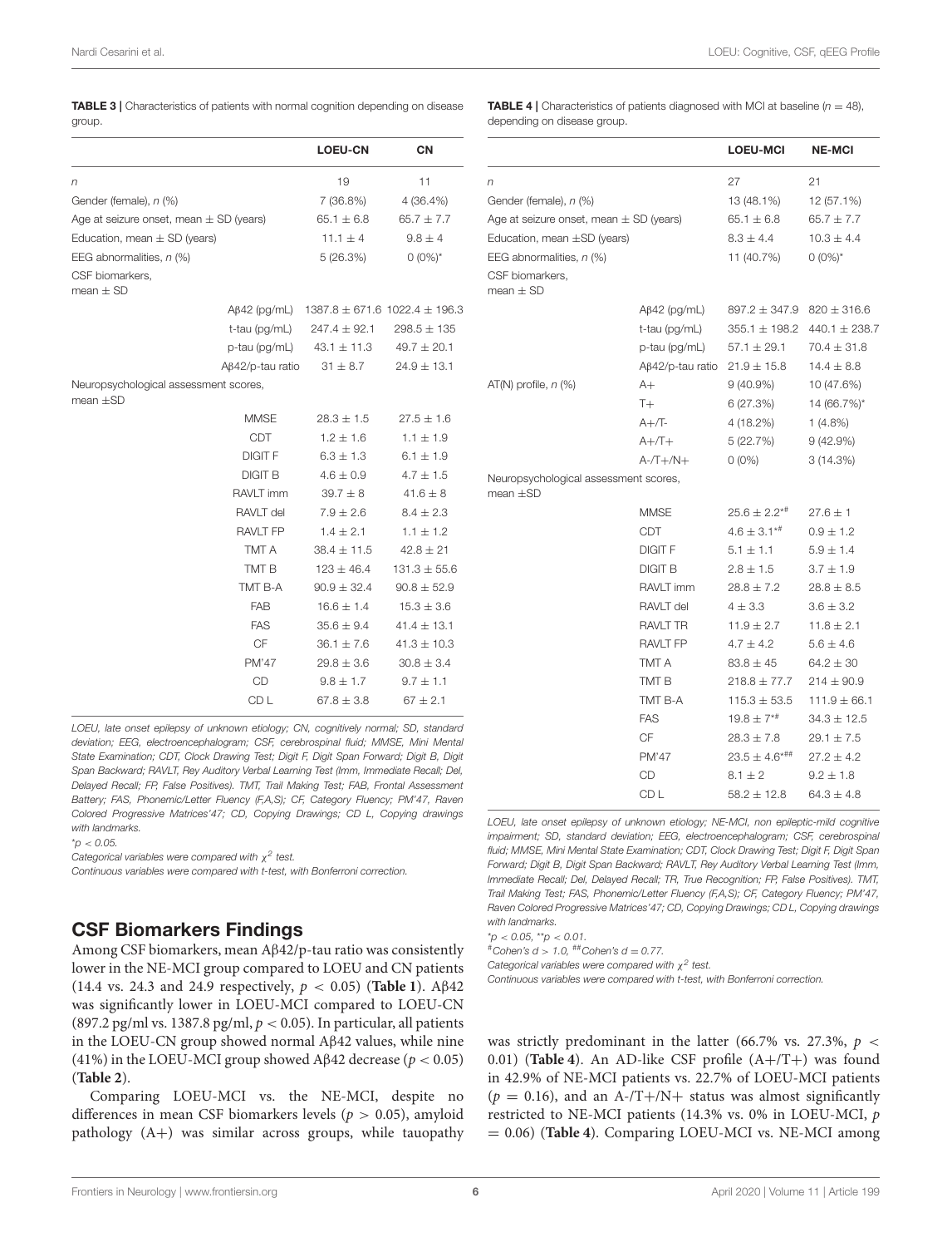**TABLE 3 |** Characteristics of patients with normal cognition depending on disease group.

| | | LOEU-CN | CN |
|---|---|---|---|
| *n* | | 19 | 11 |
| Gender (female), *n* (%) | | 7 (36.8%) | 4 (36.4%) |
| Age at seizure onset, mean ± SD (years) | | 65.1 ± 6.8 | 65.7 ± 7.7 |
| Education, mean ± SD (years) | | 11.1 ± 4 | 9.8 ± 4 |
| EEG abnormalities, *n* (%) | | 5 (26.3%) | 0 (0%)* |
| CSF biomarkers, mean ± SD | | | |
| | Aβ42 (pg/mL) | 1387.8 ± 671.6 | 1022.4 ± 196.3 |
| | t-tau (pg/mL) | 247.4 ± 92.1 | 298.5 ± 135 |
| | p-tau (pg/mL) | 43.1 ± 11.3 | 49.7 ± 20.1 |
| | Aβ42/p-tau ratio | 31 ± 8.7 | 24.9 ± 13.1 |
| Neuropsychological assessment scores, mean ±SD | | | |
| | MMSE | 28.3 ± 1.5 | 27.5 ± 1.6 |
| | CDT | 1.2 ± 1.6 | 1.1 ± 1.9 |
| | DIGIT F | 6.3 ± 1.3 | 6.1 ± 1.9 |
| | DIGIT B | 4.6 ± 0.9 | 4.7 ± 1.5 |
| | RAVLT imm | 39.7 ± 8 | 41.6 ± 8 |
| | RAVLT del | 7.9 ± 2.6 | 8.4 ± 2.3 |
| | RAVLT FP | 1.4 ± 2.1 | 1.1 ± 1.2 |
| | TMT A | 38.4 ± 11.5 | 42.8 ± 21 |
| | TMT B | 123 ± 46.4 | 131.3 ± 55.6 |
| | TMT B-A | 90.9 ± 32.4 | 90.8 ± 52.9 |
| | FAB | 16.6 ± 1.4 | 15.3 ± 3.6 |
| | FAS | 35.6 ± 9.4 | 41.4 ± 13.1 |
| | CF | 36.1 ± 7.6 | 41.3 ± 10.3 |
| | PM'47 | 29.8 ± 3.6 | 30.8 ± 3.4 |
| | CD | 9.8 ± 1.7 | 9.7 ± 1.1 |
| | CD L | 67.8 ± 3.8 | 67 ± 2.1 |

*LOEU, late onset epilepsy of unknown etiology; CN, cognitively normal; SD, standard deviation; EEG, electroencephalogram; CSF, cerebrospinal fluid; MMSE, Mini Mental State Examination; CDT, Clock Drawing Test; Digit F, Digit Span Forward; Digit B, Digit Span Backward; RAVLT, Rey Auditory Verbal Learning Test (Imm, Immediate Recall; Del, Delayed Recall; FP, False Positives). TMT, Trail Making Test; FAB, Frontal Assessment Battery; FAS, Phonemic/Letter Fluency (F,A,S); CF, Category Fluency; PM'47, Raven Colored Progressive Matrices'47; CD, Copying Drawings; CD L, Copying drawings with landmarks.*

*$p < 0.05$.

*Categorical variables were compared with $\chi^2$ test.*

*Continuous variables were compared with t-test, with Bonferroni correction.*

**TABLE 4 |** Characteristics of patients diagnosed with MCI at baseline ($n = 48$), depending on disease group.

| | | LOEU-MCI | NE-MCI |
|---|---|---|---|
| *n* | | 27 | 21 |
| Gender (female), *n* (%) | | 13 (48.1%) | 12 (57.1%) |
| Age at seizure onset, mean ± SD (years) | | 65.1 ± 6.8 | 65.7 ± 7.7 |
| Education, mean ±SD (years) | | 8.3 ± 4.4 | 10.3 ± 4.4 |
| EEG abnormalities, *n* (%) | | 11 (40.7%) | 0 (0%)* |
| CSF biomarkers, mean ± SD | | | |
| | Aβ42 (pg/mL) | 897.2 ± 347.9 | 820 ± 316.6 |
| | t-tau (pg/mL) | 355.1 ± 198.2 | 440.1 ± 238.7 |
| | p-tau (pg/mL) | 57.1 ± 29.1 | 70.4 ± 31.8 |
| | Aβ42/p-tau ratio | 21.9 ± 15.8 | 14.4 ± 8.8 |
| AT(N) profile, *n* (%) | A+ | 9 (40.9%) | 10 (47.6%) |
| | T+ | 6 (27.3%) | 14 (66.7%)* |
| | A+/T- | 4 (18.2%) | 1 (4.8%) |
| | A+/T+ | 5 (22.7%) | 9 (42.9%) |
| | A-/T+/N+ | 0 (0%) | 3 (14.3%) |
| Neuropsychological assessment scores, mean ±SD | | | |
| | MMSE | 25.6 ± 2.2*# | 27.6 ± 1 |
| | CDT | 4.6 ± 3.1*# | 0.9 ± 1.2 |
| | DIGIT F | 5.1 ± 1.1 | 5.9 ± 1.4 |
| | DIGIT B | 2.8 ± 1.5 | 3.7 ± 1.9 |
| | RAVLT imm | 28.8 ± 7.2 | 28.8 ± 8.5 |
| | RAVLT del | 4 ± 3.3 | 3.6 ± 3.2 |
| | RAVLT TR | 11.9 ± 2.7 | 11.8 ± 2.1 |
| | RAVLT FP | 4.7 ± 4.2 | 5.6 ± 4.6 |
| | TMT A | 83.8 ± 45 | 64.2 ± 30 |
| | TMT B | 218.8 ± 77.7 | 214 ± 90.9 |
| | TMT B-A | 115.3 ± 53.5 | 111.9 ± 66.1 |
| | FAS | 19.8 ± 7*# | 34.3 ± 12.5 |
| | CF | 28.3 ± 7.8 | 29.1 ± 7.5 |
| | PM'47 | 23.5 ± 4.6*## | 27.2 ± 4.2 |
| | CD | 8.1 ± 2 | 9.2 ± 1.8 |
| | CD L | 58.2 ± 12.8 | 64.3 ± 4.8 |

*LOEU, late onset epilepsy of unknown etiology; NE-MCI, non epileptic-mild cognitive impairment; SD, standard deviation; EEG, electroencephalogram; CSF, cerebrospinal fluid; MMSE, Mini Mental State Examination; CDT, Clock Drawing Test; Digit F, Digit Span Forward; Digit B, Digit Span Backward; RAVLT, Rey Auditory Verbal Learning Test (Imm, Immediate Recall; Del, Delayed Recall; TR, True Recognition; FP, False Positives). TMT, Trail Making Test; FAS, Phonemic/Letter Fluency (F,A,S); CF, Category Fluency; PM'47, Raven Colored Progressive Matrices'47; CD, Copying Drawings; CD L, Copying drawings with landmarks.*

*$p < 0.05$, **$p < 0.01$.

#Cohen's $d > 1.0$, ##Cohen's $d = 0.77$.

*Categorical variables were compared with $\chi^2$ test.*

*Continuous variables were compared with t-test, with Bonferroni correction.*

## CSF Biomarkers Findings

Among CSF biomarkers, mean Aβ42/p-tau ratio was consistently lower in the NE-MCI group compared to LOEU and CN patients (14.4 vs. 24.3 and 24.9 respectively, $p < 0.05$) (**Table 1**). Aβ42 was significantly lower in LOEU-MCI compared to LOEU-CN (897.2 pg/ml vs. 1387.8 pg/ml, $p < 0.05$). In particular, all patients in the LOEU-CN group showed normal Aβ42 values, while nine (41%) in the LOEU-MCI group showed Aβ42 decrease ($p < 0.05$) (**Table 2**).

Comparing LOEU-MCI vs. the NE-MCI, despite no differences in mean CSF biomarkers levels ($p > 0.05$), amyloid pathology (A+) was similar across groups, while tauopathy was strictly predominant in the latter (66.7% vs. 27.3%, $p < 0.01$) (**Table 4**). An AD-like CSF profile (A+/T+) was found in 42.9% of NE-MCI patients vs. 22.7% of LOEU-MCI patients ($p = 0.16$), and an A-/T+/N+ status was almost significantly restricted to NE-MCI patients (14.3% vs. 0% in LOEU-MCI, $p = 0.06$) (**Table 4**). Comparing LOEU-MCI vs. NE-MCI among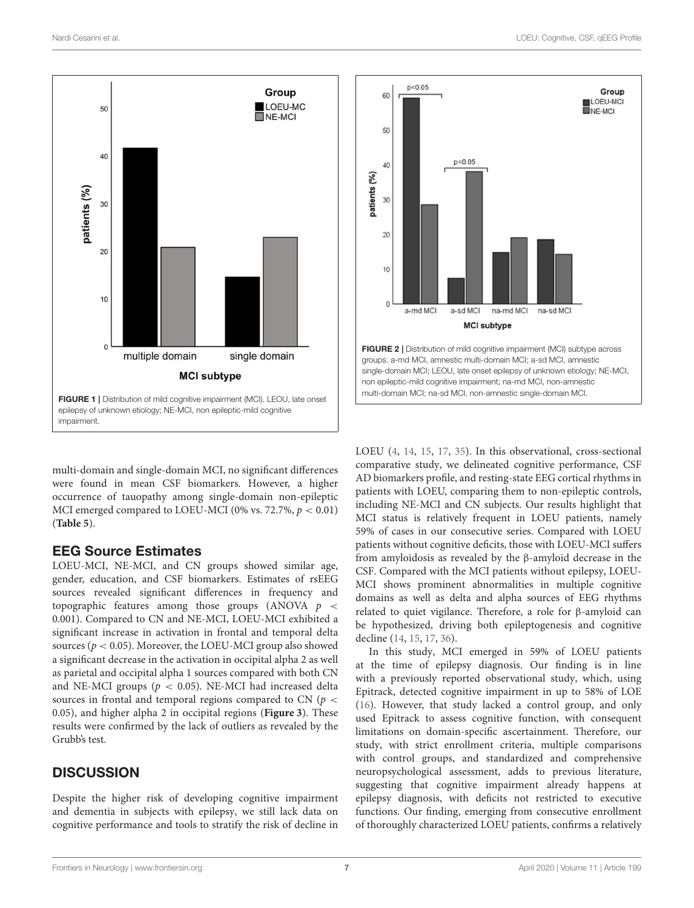FIGURE 1 | Distribution of mild cognitive impairment (MCI). LEOU, late onset epilepsy of unknown etiology; NE-MCI, non epileptic-mild cognitive impairment.

FIGURE 2 | Distribution of mild cognitive impairment (MCI) subtype across groups. a-md MCI, amnestic multi-domain MCI; a-sd MCI, amnestic single-domain MCI; LEOU, late onset epilepsy of unknown etiology; NE-MCI, non epileptic-mild cognitive impairment; na-md MCI, non-amnestic multi-domain MCI; na-sd MCI, non-amnestic single-domain MCI.

multi-domain and single-domain MCI, no significant differences were found in mean CSF biomarkers. However, a higher occurrence of tauopathy among single-domain non-epileptic MCI emerged compared to LOEU-MCI (0% vs. 72.7%, $p < 0.01$) (**Table 5**).

## EEG Source Estimates

LOEU-MCI, NE-MCI, and CN groups showed similar age, gender, education, and CSF biomarkers. Estimates of rsEEG sources revealed significant differences in frequency and topographic features among those groups (ANOVA $p < 0.001$). Compared to CN and NE-MCI, LOEU-MCI exhibited a significant increase in activation in frontal and temporal delta sources ($p < 0.05$). Moreover, the LOEU-MCI group also showed a significant decrease in the activation in occipital alpha 2 as well as parietal and occipital alpha 1 sources compared with both CN and NE-MCI groups ($p < 0.05$). NE-MCI had increased delta sources in frontal and temporal regions compared to CN ($p < 0.05$), and higher alpha 2 in occipital regions (**Figure 3**). These results were confirmed by the lack of outliers as revealed by the Grubb's test.

## DISCUSSION

Despite the higher risk of developing cognitive impairment and dementia in subjects with epilepsy, we still lack data on cognitive performance and tools to stratify the risk of decline in LOEU (4, 14, 15, 17, 35). In this observational, cross-sectional comparative study, we delineated cognitive performance, CSF AD biomarkers profile, and resting-state EEG cortical rhythms in patients with LOEU, comparing them to non-epileptic controls, including NE-MCI and CN subjects. Our results highlight that MCI status is relatively frequent in LOEU patients, namely 59% of cases in our consecutive series. Compared with LOEU patients without cognitive deficits, those with LOEU-MCI suffers from amyloidosis as revealed by the β-amyloid decrease in the CSF. Compared with the MCI patients without epilepsy, LOEU-MCI shows prominent abnormalities in multiple cognitive domains as well as delta and alpha sources of EEG rhythms related to quiet vigilance. Therefore, a role for β-amyloid can be hypothesized, driving both epileptogenesis and cognitive decline (14, 15, 17, 36).

In this study, MCI emerged in 59% of LOEU patients at the time of epilepsy diagnosis. Our finding is in line with a previously reported observational study, which, using Epitrack, detected cognitive impairment in up to 58% of LOE (16). However, that study lacked a control group, and only used Epitrack to assess cognitive function, with consequent limitations on domain-specific ascertainment. Therefore, our study, with strict enrollment criteria, multiple comparisons with control groups, and standardized and comprehensive neuropsychological assessment, adds to previous literature, suggesting that cognitive impairment already happens at epilepsy diagnosis, with deficits not restricted to executive functions. Our finding, emerging from consecutive enrollment of thoroughly characterized LOEU patients, confirms a relatively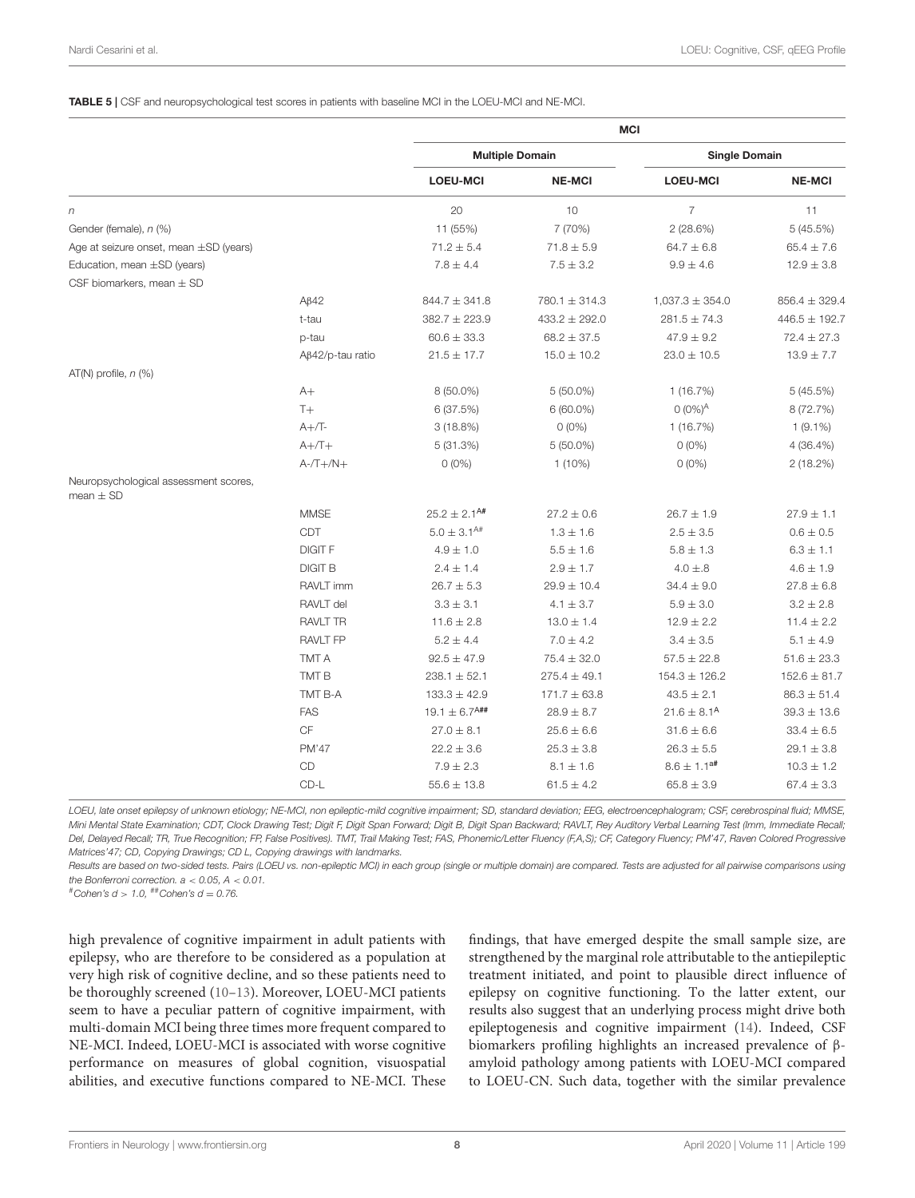**TABLE 5 |** CSF and neuropsychological test scores in patients with baseline MCI in the LOEU-MCI and NE-MCI.

| | | MCI | | | |
|---|---|---|---|---|---|
| | | **Multiple Domain** | | **Single Domain** | |
| | | **LOEU-MCI** | **NE-MCI** | **LOEU-MCI** | **NE-MCI** |
| *n* | | 20 | 10 | 7 | 11 |
| Gender (female), *n* (%) | | 11 (55%) | 7 (70%) | 2 (28.6%) | 5 (45.5%) |
| Age at seizure onset, mean ±SD (years) | | 71.2 ± 5.4 | 71.8 ± 5.9 | 64.7 ± 6.8 | 65.4 ± 7.6 |
| Education, mean ±SD (years) | | 7.8 ± 4.4 | 7.5 ± 3.2 | 9.9 ± 4.6 | 12.9 ± 3.8 |
| CSF biomarkers, mean ± SD | | | | | |
| | Aβ42 | 844.7 ± 341.8 | 780.1 ± 314.3 | 1,037.3 ± 354.0 | 856.4 ± 329.4 |
| | t-tau | 382.7 ± 223.9 | 433.2 ± 292.0 | 281.5 ± 74.3 | 446.5 ± 192.7 |
| | p-tau | 60.6 ± 33.3 | 68.2 ± 37.5 | 47.9 ± 9.2 | 72.4 ± 27.3 |
| | Aβ42/p-tau ratio | 21.5 ± 17.7 | 15.0 ± 10.2 | 23.0 ± 10.5 | 13.9 ± 7.7 |
| AT(N) profile, *n* (%) | | | | | |
| | A+ | 8 (50.0%) | 5 (50.0%) | 1 (16.7%) | 5 (45.5%) |
| | T+ | 6 (37.5%) | 6 (60.0%) | 0 (0%)[A] | 8 (72.7%) |
| | A+/T- | 3 (18.8%) | 0 (0%) | 1 (16.7%) | 1 (9.1%) |
| | A+/T+ | 5 (31.3%) | 5 (50.0%) | 0 (0%) | 4 (36.4%) |
| | A-/T+/N+ | 0 (0%) | 1 (10%) | 0 (0%) | 2 (18.2%) |
| Neuropsychological assessment scores, mean ± SD | | | | | |
| | MMSE | 25.2 ± 2.1[A#] | 27.2 ± 0.6 | 26.7 ± 1.9 | 27.9 ± 1.1 |
| | CDT | 5.0 ± 3.1[A#] | 1.3 ± 1.6 | 2.5 ± 3.5 | 0.6 ± 0.5 |
| | DIGIT F | 4.9 ± 1.0 | 5.5 ± 1.6 | 5.8 ± 1.3 | 6.3 ± 1.1 |
| | DIGIT B | 2.4 ± 1.4 | 2.9 ± 1.7 | 4.0 ± .8 | 4.6 ± 1.9 |
| | RAVLT imm | 26.7 ± 5.3 | 29.9 ± 10.4 | 34.4 ± 9.0 | 27.8 ± 6.8 |
| | RAVLT del | 3.3 ± 3.1 | 4.1 ± 3.7 | 5.9 ± 3.0 | 3.2 ± 2.8 |
| | RAVLT TR | 11.6 ± 2.8 | 13.0 ± 1.4 | 12.9 ± 2.2 | 11.4 ± 2.2 |
| | RAVLT FP | 5.2 ± 4.4 | 7.0 ± 4.2 | 3.4 ± 3.5 | 5.1 ± 4.9 |
| | TMT A | 92.5 ± 47.9 | 75.4 ± 32.0 | 57.5 ± 22.8 | 51.6 ± 23.3 |
| | TMT B | 238.1 ± 52.1 | 275.4 ± 49.1 | 154.3 ± 126.2 | 152.6 ± 81.7 |
| | TMT B-A | 133.3 ± 42.9 | 171.7 ± 63.8 | 43.5 ± 2.1 | 86.3 ± 51.4 |
| | FAS | 19.1 ± 6.7[A##] | 28.9 ± 8.7 | 21.6 ± 8.1[A] | 39.3 ± 13.6 |
| | CF | 27.0 ± 8.1 | 25.6 ± 6.6 | 31.6 ± 6.6 | 33.4 ± 6.5 |
| | PM'47 | 22.2 ± 3.6 | 25.3 ± 3.8 | 26.3 ± 5.5 | 29.1 ± 3.8 |
| | CD | 7.9 ± 2.3 | 8.1 ± 1.6 | 8.6 ± 1.1[a#] | 10.3 ± 1.2 |
| | CD-L | 55.6 ± 13.8 | 61.5 ± 4.2 | 65.8 ± 3.9 | 67.4 ± 3.3 |

*LOEU, late onset epilepsy of unknown etiology; NE-MCI, non epileptic-mild cognitive impairment; SD, standard deviation; EEG, electroencephalogram; CSF, cerebrospinal fluid; MMSE, Mini Mental State Examination; CDT, Clock Drawing Test; Digit F, Digit Span Forward; Digit B, Digit Span Backward; RAVLT, Rey Auditory Verbal Learning Test (Imm, Immediate Recall; Del, Delayed Recall; TR, True Recognition; FP, False Positives). TMT, Trail Making Test; FAS, Phonemic/Letter Fluency (F,A,S); CF, Category Fluency; PM'47, Raven Colored Progressive Matrices'47; CD, Copying Drawings; CD L, Copying drawings with landmarks.*

*Results are based on two-sided tests. Pairs (LOEU vs. non-epileptic MCI) in each group (single or multiple domain) are compared. Tests are adjusted for all pairwise comparisons using the Bonferroni correction. a < 0.05, A < 0.01.*

*#Cohen's d > 1.0, ##Cohen's d = 0.76.*

high prevalence of cognitive impairment in adult patients with epilepsy, who are therefore to be considered as a population at very high risk of cognitive decline, and so these patients need to be thoroughly screened (10–13). Moreover, LOEU-MCI patients seem to have a peculiar pattern of cognitive impairment, with multi-domain MCI being three times more frequent compared to NE-MCI. Indeed, LOEU-MCI is associated with worse cognitive performance on measures of global cognition, visuospatial abilities, and executive functions compared to NE-MCI. These findings, that have emerged despite the small sample size, are strengthened by the marginal role attributable to the antiepileptic treatment initiated, and point to plausible direct influence of epilepsy on cognitive functioning. To the latter extent, our results also suggest that an underlying process might drive both epileptogenesis and cognitive impairment (14). Indeed, CSF biomarkers profiling highlights an increased prevalence of β-amyloid pathology among patients with LOEU-MCI compared to LOEU-CN. Such data, together with the similar prevalence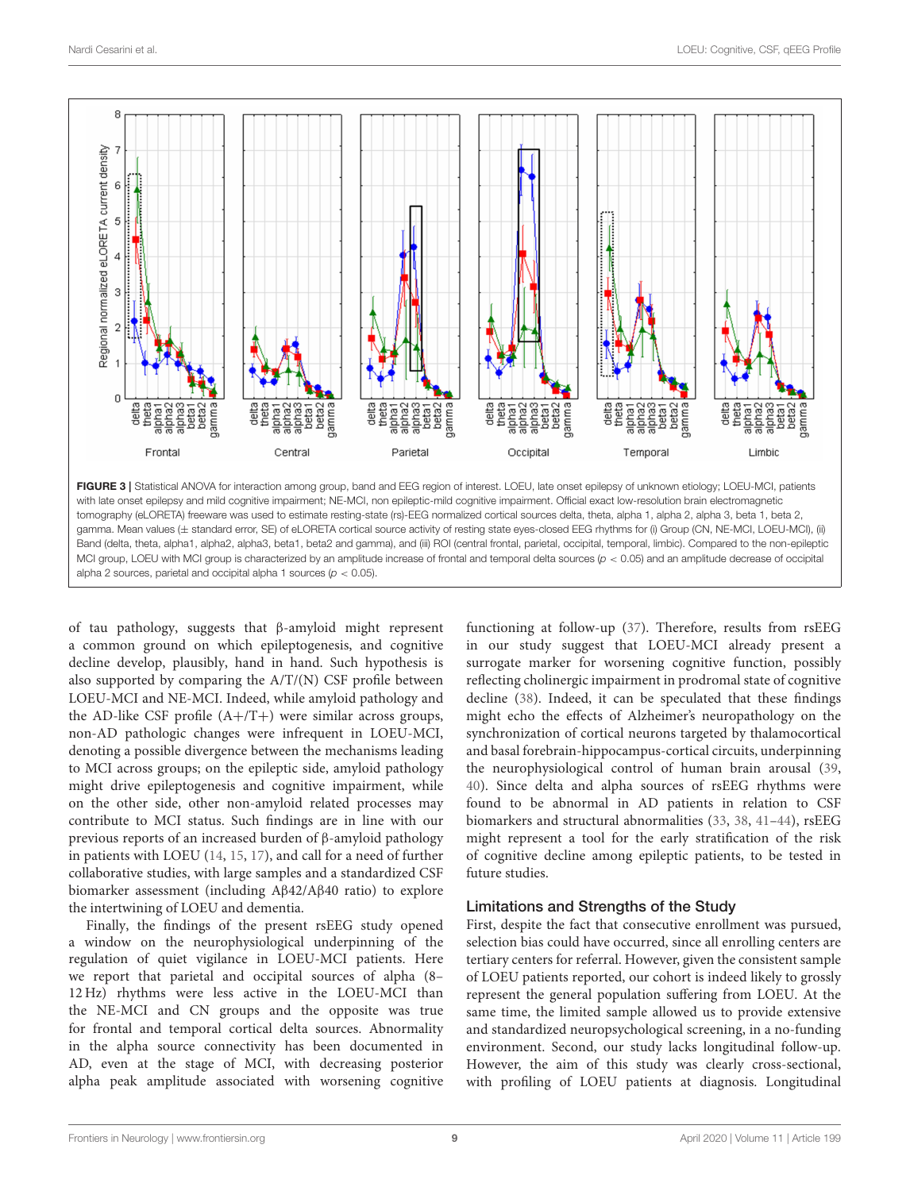FIGURE 3 | Statistical ANOVA for interaction among group, band and EEG region of interest. LOEU, late onset epilepsy of unknown etiology; LOEU-MCI, patients with late onset epilepsy and mild cognitive impairment; NE-MCI, non epileptic-mild cognitive impairment. Official exact low-resolution brain electromagnetic tomography (eLORETA) freeware was used to estimate resting-state (rs)-EEG normalized cortical sources delta, theta, alpha 1, alpha 2, alpha 3, beta 1, beta 2, gamma. Mean values (± standard error, SE) of eLORETA cortical source activity of resting state eyes-closed EEG rhythms for (i) Group (CN, NE-MCI, LOEU-MCI), (ii) Band (delta, theta, alpha1, alpha2, alpha3, beta1, beta2 and gamma), and (iii) ROI (central frontal, parietal, occipital, temporal, limbic). Compared to the non-epileptic MCI group, LOEU with MCI group is characterized by an amplitude increase of frontal and temporal delta sources ($p < 0.05$) and an amplitude decrease of occipital alpha 2 sources, parietal and occipital alpha 1 sources ($p < 0.05$).

of tau pathology, suggests that β-amyloid might represent a common ground on which epileptogenesis, and cognitive decline develop, plausibly, hand in hand. Such hypothesis is also supported by comparing the A/T/(N) CSF profile between LOEU-MCI and NE-MCI. Indeed, while amyloid pathology and the AD-like CSF profile (A+/T+) were similar across groups, non-AD pathologic changes were infrequent in LOEU-MCI, denoting a possible divergence between the mechanisms leading to MCI across groups; on the epileptic side, amyloid pathology might drive epileptogenesis and cognitive impairment, while on the other side, other non-amyloid related processes may contribute to MCI status. Such findings are in line with our previous reports of an increased burden of β-amyloid pathology in patients with LOEU (14, 15, 17), and call for a need of further collaborative studies, with large samples and a standardized CSF biomarker assessment (including Aβ42/Aβ40 ratio) to explore the intertwining of LOEU and dementia.

Finally, the findings of the present rsEEG study opened a window on the neurophysiological underpinning of the regulation of quiet vigilance in LOEU-MCI patients. Here we report that parietal and occipital sources of alpha (8–12 Hz) rhythms were less active in the LOEU-MCI than the NE-MCI and CN groups and the opposite was true for frontal and temporal cortical delta sources. Abnormality in the alpha source connectivity has been documented in AD, even at the stage of MCI, with decreasing posterior alpha peak amplitude associated with worsening cognitive functioning at follow-up (37). Therefore, results from rsEEG in our study suggest that LOEU-MCI already present a surrogate marker for worsening cognitive function, possibly reflecting cholinergic impairment in prodromal state of cognitive decline (38). Indeed, it can be speculated that these findings might echo the effects of Alzheimer's neuropathology on the synchronization of cortical neurons targeted by thalamocortical and basal forebrain-hippocampus-cortical circuits, underpinning the neurophysiological control of human brain arousal (39, 40). Since delta and alpha sources of rsEEG rhythms were found to be abnormal in AD patients in relation to CSF biomarkers and structural abnormalities (33, 38, 41–44), rsEEG might represent a tool for the early stratification of the risk of cognitive decline among epileptic patients, to be tested in future studies.

## Limitations and Strengths of the Study

First, despite the fact that consecutive enrollment was pursued, selection bias could have occurred, since all enrolling centers are tertiary centers for referral. However, given the consistent sample of LOEU patients reported, our cohort is indeed likely to grossly represent the general population suffering from LOEU. At the same time, the limited sample allowed us to provide extensive and standardized neuropsychological screening, in a no-funding environment. Second, our study lacks longitudinal follow-up. However, the aim of this study was clearly cross-sectional, with profiling of LOEU patients at diagnosis. Longitudinal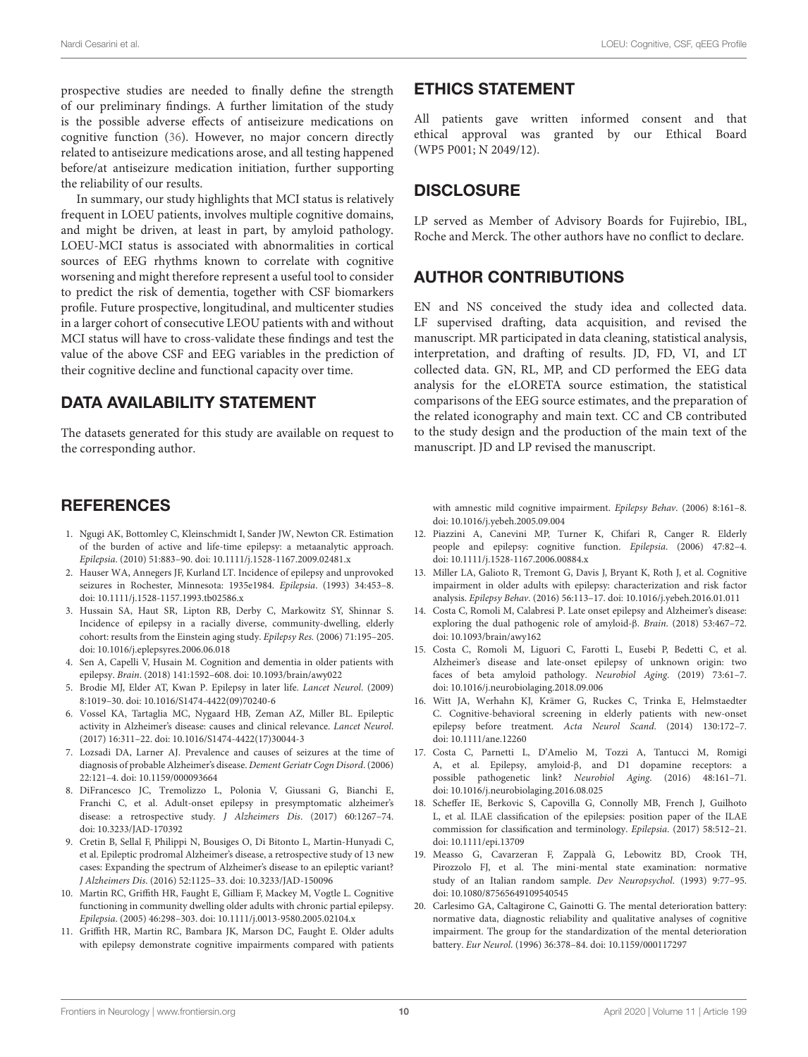prospective studies are needed to finally define the strength of our preliminary findings. A further limitation of the study is the possible adverse effects of antiseizure medications on cognitive function (36). However, no major concern directly related to antiseizure medications arose, and all testing happened before/at antiseizure medication initiation, further supporting the reliability of our results.

In summary, our study highlights that MCI status is relatively frequent in LOEU patients, involves multiple cognitive domains, and might be driven, at least in part, by amyloid pathology. LOEU-MCI status is associated with abnormalities in cortical sources of EEG rhythms known to correlate with cognitive worsening and might therefore represent a useful tool to consider to predict the risk of dementia, together with CSF biomarkers profile. Future prospective, longitudinal, and multicenter studies in a larger cohort of consecutive LEOU patients with and without MCI status will have to cross-validate these findings and test the value of the above CSF and EEG variables in the prediction of their cognitive decline and functional capacity over time.

## DATA AVAILABILITY STATEMENT

The datasets generated for this study are available on request to the corresponding author.

## ETHICS STATEMENT

All patients gave written informed consent and that ethical approval was granted by our Ethical Board (WP5 P001; N 2049/12).

## DISCLOSURE

LP served as Member of Advisory Boards for Fujirebio, IBL, Roche and Merck. The other authors have no conflict to declare.

## AUTHOR CONTRIBUTIONS

EN and NS conceived the study idea and collected data. LF supervised drafting, data acquisition, and revised the manuscript. MR participated in data cleaning, statistical analysis, interpretation, and drafting of results. JD, FD, VI, and LT collected data. GN, RL, MP, and CD performed the EEG data analysis for the eLORETA source estimation, the statistical comparisons of the EEG source estimates, and the preparation of the related iconography and main text. CC and CB contributed to the study design and the production of the main text of the manuscript. JD and LP revised the manuscript.

## REFERENCES

1. Ngugi AK, Bottomley C, Kleinschmidt I, Sander JW, Newton CR. Estimation of the burden of active and life-time epilepsy: a metaanalytic approach. *Epilepsia.* (2010) 51:883–90. doi: 10.1111/j.1528-1167.2009.02481.x
2. Hauser WA, Annegers JF, Kurland LT. Incidence of epilepsy and unprovoked seizures in Rochester, Minnesota: 1935e1984. *Epilepsia*. (1993) 34:453–8. doi: 10.1111/j.1528-1157.1993.tb02586.x
3. Hussain SA, Haut SR, Lipton RB, Derby C, Markowitz SY, Shinnar S. Incidence of epilepsy in a racially diverse, community-dwelling, elderly cohort: results from the Einstein aging study. *Epilepsy Res.* (2006) 71:195–205. doi: 10.1016/j.eplepsyres.2006.06.018
4. Sen A, Capelli V, Husain M. Cognition and dementia in older patients with epilepsy. *Brain*. (2018) 141:1592–608. doi: 10.1093/brain/awy022
5. Brodie MJ, Elder AT, Kwan P. Epilepsy in later life. *Lancet Neurol*. (2009) 8:1019–30. doi: 10.1016/S1474-4422(09)70240-6
6. Vossel KA, Tartaglia MC, Nygaard HB, Zeman AZ, Miller BL. Epileptic activity in Alzheimer's disease: causes and clinical relevance. *Lancet Neurol*. (2017) 16:311–22. doi: 10.1016/S1474-4422(17)30044-3
7. Lozsadi DA, Larner AJ. Prevalence and causes of seizures at the time of diagnosis of probable Alzheimer's disease. *Dement Geriatr Cogn Disord*. (2006) 22:121–4. doi: 10.1159/000093664
8. DiFrancesco JC, Tremolizzo L, Polonia V, Giussani G, Bianchi E, Franchi C, et al. Adult-onset epilepsy in presymptomatic alzheimer's disease: a retrospective study. *J Alzheimers Dis*. (2017) 60:1267–74. doi: 10.3233/JAD-170392
9. Cretin B, Sellal F, Philippi N, Bousiges O, Di Bitonto L, Martin-Hunyadi C, et al. Epileptic prodromal Alzheimer's disease, a retrospective study of 13 new cases: Expanding the spectrum of Alzheimer's disease to an epileptic variant? *J Alzheimers Dis*. (2016) 52:1125–33. doi: 10.3233/JAD-150096
10. Martin RC, Griffith HR, Faught E, Gilliam F, Mackey M, Vogtle L. Cognitive functioning in community dwelling older adults with chronic partial epilepsy. *Epilepsia*. (2005) 46:298–303. doi: 10.1111/j.0013-9580.2005.02104.x
11. Griffith HR, Martin RC, Bambara JK, Marson DC, Faught E. Older adults with epilepsy demonstrate cognitive impairments compared with patients with amnestic mild cognitive impairment. *Epilepsy Behav*. (2006) 8:161–8. doi: 10.1016/j.yebeh.2005.09.004
12. Piazzini A, Canevini MP, Turner K, Chifari R, Canger R. Elderly people and epilepsy: cognitive function. *Epilepsia*. (2006) 47:82–4. doi: 10.1111/j.1528-1167.2006.00884.x
13. Miller LA, Galioto R, Tremont G, Davis J, Bryant K, Roth J, et al. Cognitive impairment in older adults with epilepsy: characterization and risk factor analysis. *Epilepsy Behav*. (2016) 56:113–17. doi: 10.1016/j.yebeh.2016.01.011
14. Costa C, Romoli M, Calabresi P. Late onset epilepsy and Alzheimer's disease: exploring the dual pathogenic role of amyloid-β. *Brain*. (2018) 53:467–72. doi: 10.1093/brain/awy162
15. Costa C, Romoli M, Liguori C, Farotti L, Eusebi P, Bedetti C, et al. Alzheimer's disease and late-onset epilepsy of unknown origin: two faces of beta amyloid pathology. *Neurobiol Aging*. (2019) 73:61–7. doi: 10.1016/j.neurobiolaging.2018.09.006
16. Witt JA, Werhahn KJ, Krämer G, Ruckes C, Trinka E, Helmstaedter C. Cognitive-behavioral screening in elderly patients with new-onset epilepsy before treatment. *Acta Neurol Scand*. (2014) 130:172–7. doi: 10.1111/ane.12260
17. Costa C, Parnetti L, D'Amelio M, Tozzi A, Tantucci M, Romigi A, et al. Epilepsy, amyloid-β, and D1 dopamine receptors: a possible pathogenetic link? *Neurobiol Aging*. (2016) 48:161–71. doi: 10.1016/j.neurobiolaging.2016.08.025
18. Scheffer IE, Berkovic S, Capovilla G, Connolly MB, French J, Guilhoto L, et al. ILAE classification of the epilepsies: position paper of the ILAE commission for classification and terminology. *Epilepsia*. (2017) 58:512–21. doi: 10.1111/epi.13709
19. Measso G, Cavarzeran F, Zappalà G, Lebowitz BD, Crook TH, Pirozzolo FJ, et al. The mini-mental state examination: normative study of an Italian random sample. *Dev Neuropsychol*. (1993) 9:77–95. doi: 10.1080/87565649109540545
20. Carlesimo GA, Caltagirone C, Gainotti G. The mental deterioration battery: normative data, diagnostic reliability and qualitative analyses of cognitive impairment. The group for the standardization of the mental deterioration battery. *Eur Neurol*. (1996) 36:378–84. doi: 10.1159/000117297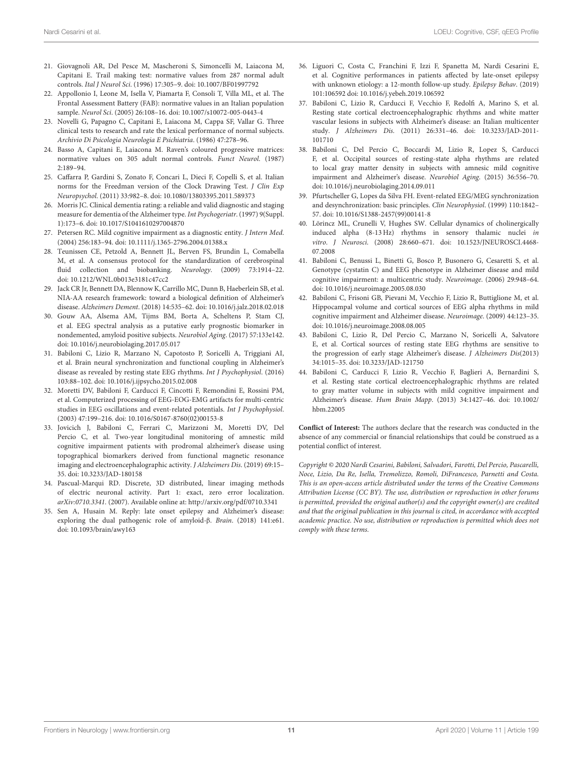21. Giovagnoli AR, Del Pesce M, Mascheroni S, Simoncelli M, Laiacona M, Capitani E. Trail making test: normative values from 287 normal adult controls. *Ital J Neurol Sci*. (1996) 17:305–9. doi: 10.1007/BF01997792
22. Appollonio I, Leone M, Isella V, Piamarta F, Consoli T, Villa ML, et al. The Frontal Assessment Battery (FAB): normative values in an Italian population sample. *Neurol Sci*. (2005) 26:108–16. doi: 10.1007/s10072-005-0443-4
23. Novelli G, Papagno C, Capitani E, Laiacona M, Cappa SF, Vallar G. Three clinical tests to research and rate the lexical performance of normal subjects. *Archivio Di Psicologia Neurologia E Psichiatria*. (1986) 47:278–96.
24. Basso A, Capitani E, Laiacona M. Raven's coloured progressive matrices: normative values on 305 adult normal controls. *Funct Neurol*. (1987) 2:189–94.
25. Caffarra P, Gardini S, Zonato F, Concari L, Dieci F, Copelli S, et al. Italian norms for the Freedman version of the Clock Drawing Test. *J Clin Exp Neuropsychol*. (2011) 33:982–8. doi: 10.1080/13803395.2011.589373
26. Morris JC. Clinical dementia rating: a reliable and valid diagnostic and staging measure for dementia of the Alzheimer type. *Int Psychogeriatr*. (1997) 9(Suppl. 1):173–6. doi: 10.1017/S1041610297004870
27. Petersen RC. Mild cognitive impairment as a diagnostic entity. *J Intern Med*. (2004) 256:183–94. doi: 10.1111/j.1365-2796.2004.01388.x
28. Teunissen CE, Petzold A, Bennett JL, Berven FS, Brundin L, Comabella M, et al. A consensus protocol for the standardization of cerebrospinal fluid collection and biobanking. *Neurology*. (2009) 73:1914–22. doi: 10.1212/WNL.0b013e3181c47cc2
29. Jack CR Jr, Bennett DA, Blennow K, Carrillo MC, Dunn B, Haeberlein SB, et al. NIA-AA research framework: toward a biological definition of Alzheimer's disease. *Alzheimers Dement*. (2018) 14:535–62. doi: 10.1016/j.jalz.2018.02.018
30. Gouw AA, Alsema AM, Tijms BM, Borta A, Scheltens P, Stam CJ, et al. EEG spectral analysis as a putative early prognostic biomarker in nondemented, amyloid positive subjects. *Neurobiol Aging*. (2017) 57:133e142. doi: 10.1016/j.neurobiolaging.2017.05.017
31. Babiloni C, Lizio R, Marzano N, Capotosto P, Soricelli A, Triggiani AI, et al. Brain neural synchronization and functional coupling in Alzheimer's disease as revealed by resting state EEG rhythms. *Int J Psychophysiol*. (2016) 103:88–102. doi: 10.1016/j.ijpsycho.2015.02.008
32. Moretti DV, Babiloni F, Carducci F, Cincotti F, Remondini E, Rossini PM, et al. Computerized processing of EEG-EOG-EMG artifacts for multi-centric studies in EEG oscillations and event-related potentials. *Int J Psychophysiol*. (2003) 47:199–216. doi: 10.1016/S0167-8760(02)00153-8
33. Jovicich J, Babiloni C, Ferrari C, Marizzoni M, Moretti DV, Del Percio C, et al. Two-year longitudinal monitoring of amnestic mild cognitive impairment patients with prodromal alzheimer's disease using topographical biomarkers derived from functional magnetic resonance imaging and electroencephalographic activity. *J Alzheimers Dis*. (2019) 69:15–35. doi: 10.3233/JAD-180158
34. Pascual-Marqui RD. Discrete, 3D distributed, linear imaging methods of electric neuronal activity. Part 1: exact, zero error localization. *arXiv:0710.3341*. (2007). Available online at: http://arxiv.org/pdf/0710.3341
35. Sen A, Husain M. Reply: late onset epilepsy and Alzheimer's disease: exploring the dual pathogenic role of amyloid-β. *Brain*. (2018) 141:e61. doi: 10.1093/brain/awy163
36. Liguori C, Costa C, Franchini F, Izzi F, Spanetta M, Nardi Cesarini E, et al. Cognitive performances in patients affected by late-onset epilepsy with unknown etiology: a 12-month follow-up study. *Epilepsy Behav*. (2019) 101:106592 doi: 10.1016/j.yebeh.2019.106592
37. Babiloni C, Lizio R, Carducci F, Vecchio F, Redolfi A, Marino S, et al. Resting state cortical electroencephalographic rhythms and white matter vascular lesions in subjects with Alzheimer's disease: an Italian multicenter study. *J Alzheimers Dis*. (2011) 26:331–46. doi: 10.3233/JAD-2011-101710
38. Babiloni C, Del Percio C, Boccardi M, Lizio R, Lopez S, Carducci F, et al. Occipital sources of resting-state alpha rhythms are related to local gray matter density in subjects with amnesic mild cognitive impairment and Alzheimer's disease. *Neurobiol Aging*. (2015) 36:556–70. doi: 10.1016/j.neurobiolaging.2014.09.011
39. Pfurtscheller G, Lopes da Silva FH. Event-related EEG/MEG synchronization and desynchronization: basic principles. *Clin Neurophysiol*. (1999) 110:1842–57. doi: 10.1016/S1388-2457(99)00141-8
40. Lörincz ML, Crunelli V, Hughes SW. Cellular dynamics of cholinergically induced alpha (8-13 Hz) rhythms in sensory thalamic nuclei *in vitro*. *J Neurosci*. (2008) 28:660–671. doi: 10.1523/JNEUROSCI.4468-07.2008
41. Babiloni C, Benussi L, Binetti G, Bosco P, Busonero G, Cesaretti S, et al. Genotype (cystatin C) and EEG phenotype in Alzheimer disease and mild cognitive impairment: a multicentric study. *Neuroimage*. (2006) 29:948–64. doi: 10.1016/j.neuroimage.2005.08.030
42. Babiloni C, Frisoni GB, Pievani M, Vecchio F, Lizio R, Buttiglione M, et al. Hippocampal volume and cortical sources of EEG alpha rhythms in mild cognitive impairment and Alzheimer disease. *Neuroimage*. (2009) 44:123–35. doi: 10.1016/j.neuroimage.2008.08.005
43. Babiloni C, Lizio R, Del Percio C, Marzano N, Soricelli A, Salvatore E, et al. Cortical sources of resting state EEG rhythms are sensitive to the progression of early stage Alzheimer's disease. *J Alzheimers Dis*(2013) 34:1015–35. doi: 10.3233/JAD-121750
44. Babiloni C, Carducci F, Lizio R, Vecchio F, Baglieri A, Bernardini S, et al. Resting state cortical electroencephalographic rhythms are related to gray matter volume in subjects with mild cognitive impairment and Alzheimer's disease. *Hum Brain Mapp*. (2013) 34:1427–46. doi: 10.1002/hbm.22005

**Conflict of Interest:** The authors declare that the research was conducted in the absence of any commercial or financial relationships that could be construed as a potential conflict of interest.

*Copyright © 2020 Nardi Cesarini, Babiloni, Salvadori, Farotti, Del Percio, Pascarelli, Noce, Lizio, Da Re, Isella, Tremolizzo, Romoli, DiFrancesco, Parnetti and Costa. This is an open-access article distributed under the terms of the Creative Commons Attribution License (CC BY). The use, distribution or reproduction in other forums is permitted, provided the original author(s) and the copyright owner(s) are credited and that the original publication in this journal is cited, in accordance with accepted academic practice. No use, distribution or reproduction is permitted which does not comply with these terms.*